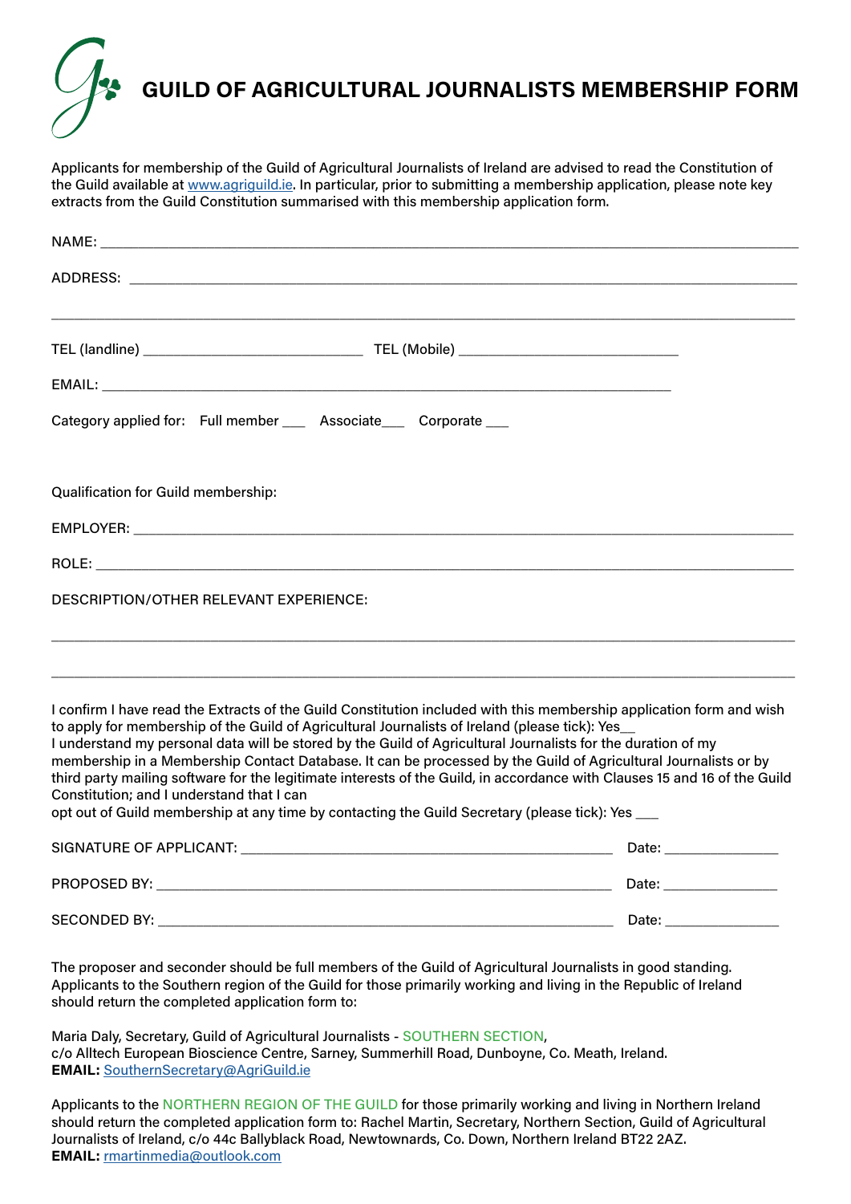# GUILD OF AGRICULTURAL JOURNALISTS MEMBERSHIP FORM

Applicants for membership of the Guild of Agricultural Journalists of Ireland are advised to read the Constitution of the Guild available at www.agriguild.ie. In particular, prior to submitting a membership application, please note key extracts from the Guild Constitution summarised with this membership application form.

NAME: ______________________________________________________________________________

ADDRESS: ___________________________________________________________________________

_____________________________________________________________________________________

TEL (landline) ___________________________ TEL (Mobile) ___________________________

EMAIL: _____________________________________________________________________

Category applied for: Full member ___ Associate___ Corporate ___

Qualification for Guild membership:

EMPLOYER: __________________________________________________________________________

ROLE: ______________________________________________________________________________

DESCRIPTION/OTHER RELEVANT EXPERIENCE:

_____________________________________________________________________________________

_____________________________________________________________________________________

I confirm I have read the Extracts of the Guild Constitution included with this membership application form and wish to apply for membership of the Guild of Agricultural Journalists of Ireland (please tick): Yes__
I understand my personal data will be stored by the Guild of Agricultural Journalists for the duration of my membership in a Membership Contact Database. It can be processed by the Guild of Agricultural Journalists or by third party mailing software for the legitimate interests of the Guild, in accordance with Clauses 15 and 16 of the Guild Constitution; and I understand that I can
opt out of Guild membership at any time by contacting the Guild Secretary (please tick): Yes ___

SIGNATURE OF APPLICANT: ______________________________________________ Date: _______________

PROPOSED BY: _______________________________________________________ Date: _______________

SECONDED BY: _______________________________________________________ Date: _______________

The proposer and seconder should be full members of the Guild of Agricultural Journalists in good standing. Applicants to the Southern region of the Guild for those primarily working and living in the Republic of Ireland should return the completed application form to:

Maria Daly, Secretary, Guild of Agricultural Journalists - SOUTHERN SECTION,
c/o Alltech European Bioscience Centre, Sarney, Summerhill Road, Dunboyne, Co. Meath, Ireland.
**EMAIL:** SouthernSecretary@AgriGuild.ie

Applicants to the NORTHERN REGION OF THE GUILD for those primarily working and living in Northern Ireland should return the completed application form to: Rachel Martin, Secretary, Northern Section, Guild of Agricultural Journalists of Ireland, c/o 44c Ballyblack Road, Newtownards, Co. Down, Northern Ireland BT22 2AZ.
**EMAIL:** rmartinmedia@outlook.com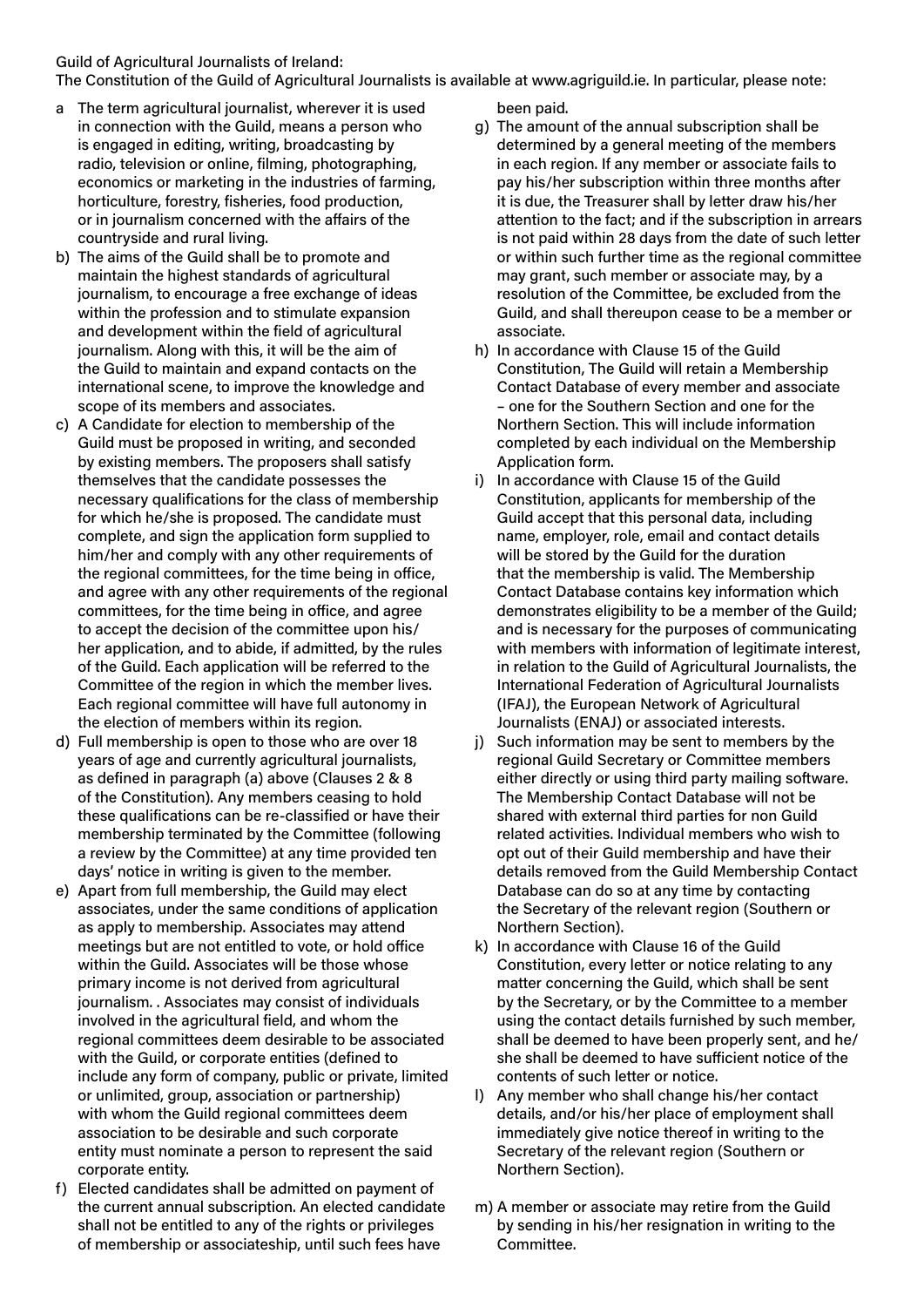Guild of Agricultural Journalists of Ireland:
The Constitution of the Guild of Agricultural Journalists is available at www.agriguild.ie. In particular, please note:

a The term agricultural journalist, wherever it is used in connection with the Guild, means a person who is engaged in editing, writing, broadcasting by radio, television or online, filming, photographing, economics or marketing in the industries of farming, horticulture, forestry, fisheries, food production, or in journalism concerned with the affairs of the countryside and rural living.

b) The aims of the Guild shall be to promote and maintain the highest standards of agricultural journalism, to encourage a free exchange of ideas within the profession and to stimulate expansion and development within the field of agricultural journalism. Along with this, it will be the aim of the Guild to maintain and expand contacts on the international scene, to improve the knowledge and scope of its members and associates.

c) A Candidate for election to membership of the Guild must be proposed in writing, and seconded by existing members. The proposers shall satisfy themselves that the candidate possesses the necessary qualifications for the class of membership for which he/she is proposed. The candidate must complete, and sign the application form supplied to him/her and comply with any other requirements of the regional committees, for the time being in office, and agree with any other requirements of the regional committees, for the time being in office, and agree to accept the decision of the committee upon his/her application, and to abide, if admitted, by the rules of the Guild. Each application will be referred to the Committee of the region in which the member lives. Each regional committee will have full autonomy in the election of members within its region.

d) Full membership is open to those who are over 18 years of age and currently agricultural journalists, as defined in paragraph (a) above (Clauses 2 & 8 of the Constitution). Any members ceasing to hold these qualifications can be re-classified or have their membership terminated by the Committee (following a review by the Committee) at any time provided ten days' notice in writing is given to the member.

e) Apart from full membership, the Guild may elect associates, under the same conditions of application as apply to membership. Associates may attend meetings but are not entitled to vote, or hold office within the Guild. Associates will be those whose primary income is not derived from agricultural journalism. . Associates may consist of individuals involved in the agricultural field, and whom the regional committees deem desirable to be associated with the Guild, or corporate entities (defined to include any form of company, public or private, limited or unlimited, group, association or partnership) with whom the Guild regional committees deem association to be desirable and such corporate entity must nominate a person to represent the said corporate entity.

f) Elected candidates shall be admitted on payment of the current annual subscription. An elected candidate shall not be entitled to any of the rights or privileges of membership or associateship, until such fees have been paid.

g) The amount of the annual subscription shall be determined by a general meeting of the members in each region. If any member or associate fails to pay his/her subscription within three months after it is due, the Treasurer shall by letter draw his/her attention to the fact; and if the subscription in arrears is not paid within 28 days from the date of such letter or within such further time as the regional committee may grant, such member or associate may, by a resolution of the Committee, be excluded from the Guild, and shall thereupon cease to be a member or associate.

h) In accordance with Clause 15 of the Guild Constitution, The Guild will retain a Membership Contact Database of every member and associate – one for the Southern Section and one for the Northern Section. This will include information completed by each individual on the Membership Application form.

i) In accordance with Clause 15 of the Guild Constitution, applicants for membership of the Guild accept that this personal data, including name, employer, role, email and contact details will be stored by the Guild for the duration that the membership is valid. The Membership Contact Database contains key information which demonstrates eligibility to be a member of the Guild; and is necessary for the purposes of communicating with members with information of legitimate interest, in relation to the Guild of Agricultural Journalists, the International Federation of Agricultural Journalists (IFAJ), the European Network of Agricultural Journalists (ENAJ) or associated interests.

j) Such information may be sent to members by the regional Guild Secretary or Committee members either directly or using third party mailing software. The Membership Contact Database will not be shared with external third parties for non Guild related activities. Individual members who wish to opt out of their Guild membership and have their details removed from the Guild Membership Contact Database can do so at any time by contacting the Secretary of the relevant region (Southern or Northern Section).

k) In accordance with Clause 16 of the Guild Constitution, every letter or notice relating to any matter concerning the Guild, which shall be sent by the Secretary, or by the Committee to a member using the contact details furnished by such member, shall be deemed to have been properly sent, and he/she shall be deemed to have sufficient notice of the contents of such letter or notice.

l) Any member who shall change his/her contact details, and/or his/her place of employment shall immediately give notice thereof in writing to the Secretary of the relevant region (Southern or Northern Section).

m) A member or associate may retire from the Guild by sending in his/her resignation in writing to the Committee.